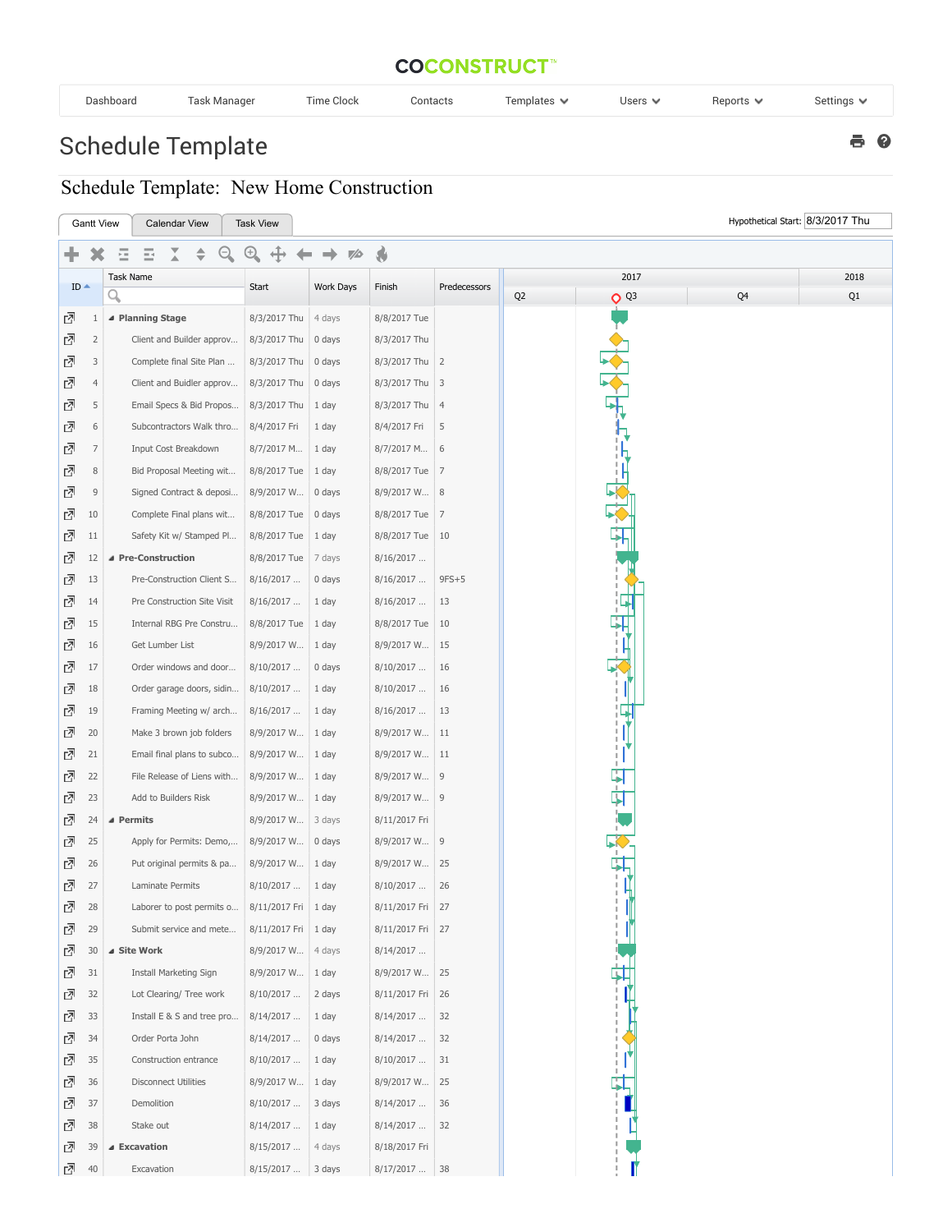COCONSTRUCT

Dashboard | Task Manager | Time Clock | Contacts | Templates | Users | Reports | Settings

# Schedule Template

## Schedule Template: New Home Construction

Gantt View | Calendar View | Task View

Hypothetical Start: 8/3/2017 Thu

| ID | Task Name | Start | Work Days | Finish | Predecessors |
|---|---|---|---|---|---|
| 1 | **Planning Stage** | 8/3/2017 Thu | 4 days | 8/8/2017 Tue | |
| 2 | Client and Builder approv... | 8/3/2017 Thu | 0 days | 8/3/2017 Thu | |
| 3 | Complete final Site Plan ... | 8/3/2017 Thu | 0 days | 8/3/2017 Thu | 2 |
| 4 | Client and Buidler approv... | 8/3/2017 Thu | 0 days | 8/3/2017 Thu | 3 |
| 5 | Email Specs & Bid Propos... | 8/3/2017 Thu | 1 day | 8/3/2017 Thu | 4 |
| 6 | Subcontractors Walk thro... | 8/4/2017 Fri | 1 day | 8/4/2017 Fri | 5 |
| 7 | Input Cost Breakdown | 8/7/2017 M... | 1 day | 8/7/2017 M... | 6 |
| 8 | Bid Proposal Meeting wit... | 8/8/2017 Tue | 1 day | 8/8/2017 Tue | 7 |
| 9 | Signed Contract & deposi... | 8/9/2017 W... | 0 days | 8/9/2017 W... | 8 |
| 10 | Complete Final plans wit... | 8/8/2017 Tue | 0 days | 8/8/2017 Tue | 7 |
| 11 | Safety Kit w/ Stamped Pl... | 8/8/2017 Tue | 1 day | 8/8/2017 Tue | 10 |
| 12 | **Pre-Construction** | 8/8/2017 Tue | 7 days | 8/16/2017 ... | |
| 13 | Pre-Construction Client S... | 8/16/2017 ... | 0 days | 8/16/2017 ... | 9FS+5 |
| 14 | Pre Construction Site Visit | 8/16/2017 ... | 1 day | 8/16/2017 ... | 13 |
| 15 | Internal RBG Pre Constru... | 8/8/2017 Tue | 1 day | 8/8/2017 Tue | 10 |
| 16 | Get Lumber List | 8/9/2017 W... | 1 day | 8/9/2017 W... | 15 |
| 17 | Order windows and door... | 8/10/2017 ... | 0 days | 8/10/2017 ... | 16 |
| 18 | Order garage doors, sidin... | 8/10/2017 ... | 1 day | 8/10/2017 ... | 16 |
| 19 | Framing Meeting w/ arch... | 8/16/2017 ... | 1 day | 8/16/2017 ... | 13 |
| 20 | Make 3 brown job folders | 8/9/2017 W... | 1 day | 8/9/2017 W... | 11 |
| 21 | Email final plans to subco... | 8/9/2017 W... | 1 day | 8/9/2017 W... | 11 |
| 22 | File Release of Liens with... | 8/9/2017 W... | 1 day | 8/9/2017 W... | 9 |
| 23 | Add to Builders Risk | 8/9/2017 W... | 1 day | 8/9/2017 W... | 9 |
| 24 | **Permits** | 8/9/2017 W... | 3 days | 8/11/2017 Fri | |
| 25 | Apply for Permits: Demo,... | 8/9/2017 W... | 0 days | 8/9/2017 W... | 9 |
| 26 | Put original permits & pa... | 8/9/2017 W... | 1 day | 8/9/2017 W... | 25 |
| 27 | Laminate Permits | 8/10/2017 ... | 1 day | 8/10/2017 ... | 26 |
| 28 | Laborer to post permits o... | 8/11/2017 Fri | 1 day | 8/11/2017 Fri | 27 |
| 29 | Submit service and mete... | 8/11/2017 Fri | 1 day | 8/11/2017 Fri | 27 |
| 30 | **Site Work** | 8/9/2017 W... | 4 days | 8/14/2017 ... | |
| 31 | Install Marketing Sign | 8/9/2017 W... | 1 day | 8/9/2017 W... | 25 |
| 32 | Lot Clearing/ Tree work | 8/10/2017 ... | 2 days | 8/11/2017 Fri | 26 |
| 33 | Install E & S and tree pro... | 8/14/2017 ... | 1 day | 8/14/2017 ... | 32 |
| 34 | Order Porta John | 8/14/2017 ... | 0 days | 8/14/2017 ... | 32 |
| 35 | Construction entrance | 8/10/2017 ... | 1 day | 8/10/2017 ... | 31 |
| 36 | Disconnect Utilities | 8/9/2017 W... | 1 day | 8/9/2017 W... | 25 |
| 37 | Demolition | 8/10/2017 ... | 3 days | 8/14/2017 ... | 36 |
| 38 | Stake out | 8/14/2017 ... | 1 day | 8/14/2017 ... | 32 |
| 39 | **Excavation** | 8/15/2017 ... | 4 days | 8/18/2017 Fri | |
| 40 | Excavation | 8/15/2017 ... | 3 days | 8/17/2017 ... | 38 |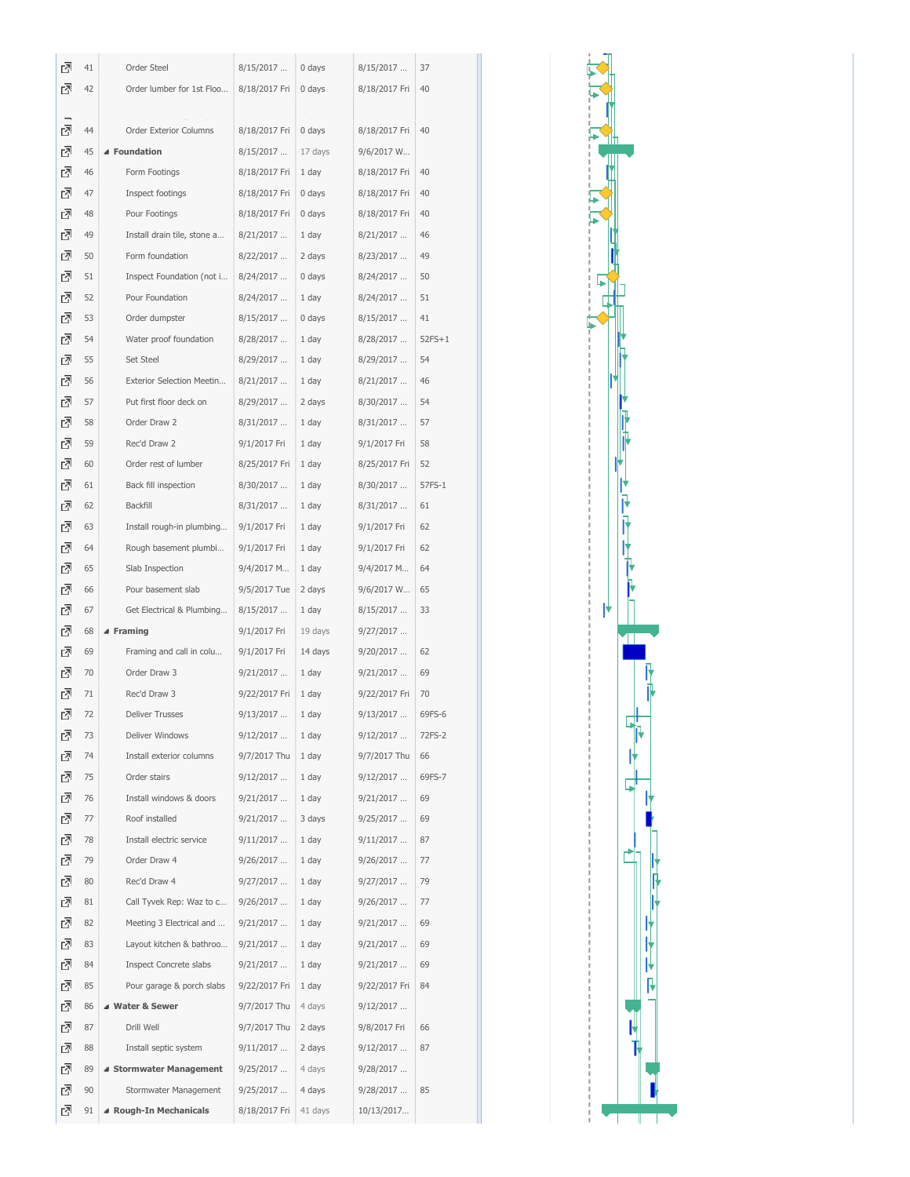| ID | Task Name | Start | Duration | Finish | Predecessors |
|---|---|---|---|---|---|
| 41 | Order Steel | 8/15/2017 ... | 0 days | 8/15/2017 ... | 37 |
| 42 | Order lumber for 1st Floo... | 8/18/2017 Fri | 0 days | 8/18/2017 Fri | 40 |
| 44 | Order Exterior Columns | 8/18/2017 Fri | 0 days | 8/18/2017 Fri | 40 |
| 45 | **Foundation** | 8/15/2017 ... | 17 days | 9/6/2017 W... | |
| 46 | Form Footings | 8/18/2017 Fri | 1 day | 8/18/2017 Fri | 40 |
| 47 | Inspect footings | 8/18/2017 Fri | 0 days | 8/18/2017 Fri | 40 |
| 48 | Pour Footings | 8/18/2017 Fri | 0 days | 8/18/2017 Fri | 40 |
| 49 | Install drain tile, stone a... | 8/21/2017 ... | 1 day | 8/21/2017 ... | 46 |
| 50 | Form foundation | 8/22/2017 ... | 2 days | 8/23/2017 ... | 49 |
| 51 | Inspect Foundation (not i... | 8/24/2017 ... | 0 days | 8/24/2017 ... | 50 |
| 52 | Pour Foundation | 8/24/2017 ... | 1 day | 8/24/2017 ... | 51 |
| 53 | Order dumpster | 8/15/2017 ... | 0 days | 8/15/2017 ... | 41 |
| 54 | Water proof foundation | 8/28/2017 ... | 1 day | 8/28/2017 ... | 52FS+1 |
| 55 | Set Steel | 8/29/2017 ... | 1 day | 8/29/2017 ... | 54 |
| 56 | Exterior Selection Meetin... | 8/21/2017 ... | 1 day | 8/21/2017 ... | 46 |
| 57 | Put first floor deck on | 8/29/2017 ... | 2 days | 8/30/2017 ... | 54 |
| 58 | Order Draw 2 | 8/31/2017 ... | 1 day | 8/31/2017 ... | 57 |
| 59 | Rec'd Draw 2 | 9/1/2017 Fri | 1 day | 9/1/2017 Fri | 58 |
| 60 | Order rest of lumber | 8/25/2017 Fri | 1 day | 8/25/2017 Fri | 52 |
| 61 | Back fill inspection | 8/30/2017 ... | 1 day | 8/30/2017 ... | 57FS-1 |
| 62 | Backfill | 8/31/2017 ... | 1 day | 8/31/2017 ... | 61 |
| 63 | Install rough-in plumbing... | 9/1/2017 Fri | 1 day | 9/1/2017 Fri | 62 |
| 64 | Rough basement plumbi... | 9/1/2017 Fri | 1 day | 9/1/2017 Fri | 62 |
| 65 | Slab Inspection | 9/4/2017 M... | 1 day | 9/4/2017 M... | 64 |
| 66 | Pour basement slab | 9/5/2017 Tue | 2 days | 9/6/2017 W... | 65 |
| 67 | Get Electrical & Plumbing... | 8/15/2017 ... | 1 day | 8/15/2017 ... | 33 |
| 68 | **Framing** | 9/1/2017 Fri | 19 days | 9/27/2017 ... | |
| 69 | Framing and call in colu... | 9/1/2017 Fri | 14 days | 9/20/2017 ... | 62 |
| 70 | Order Draw 3 | 9/21/2017 ... | 1 day | 9/21/2017 ... | 69 |
| 71 | Rec'd Draw 3 | 9/22/2017 Fri | 1 day | 9/22/2017 Fri | 70 |
| 72 | Deliver Trusses | 9/13/2017 ... | 1 day | 9/13/2017 ... | 69FS-6 |
| 73 | Deliver Windows | 9/12/2017 ... | 1 day | 9/12/2017 ... | 72FS-2 |
| 74 | Install exterior columns | 9/7/2017 Thu | 1 day | 9/7/2017 Thu | 66 |
| 75 | Order stairs | 9/12/2017 ... | 1 day | 9/12/2017 ... | 69FS-7 |
| 76 | Install windows & doors | 9/21/2017 ... | 1 day | 9/21/2017 ... | 69 |
| 77 | Roof installed | 9/21/2017 ... | 3 days | 9/25/2017 ... | 69 |
| 78 | Install electric service | 9/11/2017 ... | 1 day | 9/11/2017 ... | 87 |
| 79 | Order Draw 4 | 9/26/2017 ... | 1 day | 9/26/2017 ... | 77 |
| 80 | Rec'd Draw 4 | 9/27/2017 ... | 1 day | 9/27/2017 ... | 79 |
| 81 | Call Tyvek Rep: Waz to c... | 9/26/2017 ... | 1 day | 9/26/2017 ... | 77 |
| 82 | Meeting 3 Electrical and ... | 9/21/2017 ... | 1 day | 9/21/2017 ... | 69 |
| 83 | Layout kitchen & bathroo... | 9/21/2017 ... | 1 day | 9/21/2017 ... | 69 |
| 84 | Inspect Concrete slabs | 9/21/2017 ... | 1 day | 9/21/2017 ... | 69 |
| 85 | Pour garage & porch slabs | 9/22/2017 Fri | 1 day | 9/22/2017 Fri | 84 |
| 86 | **Water & Sewer** | 9/7/2017 Thu | 4 days | 9/12/2017 ... | |
| 87 | Drill Well | 9/7/2017 Thu | 2 days | 9/8/2017 Fri | 66 |
| 88 | Install septic system | 9/11/2017 ... | 2 days | 9/12/2017 ... | 87 |
| 89 | **Stormwater Management** | 9/25/2017 ... | 4 days | 9/28/2017 ... | |
| 90 | Stormwater Management | 9/25/2017 ... | 4 days | 9/28/2017 ... | 85 |
| 91 | **Rough-In Mechanicals** | 8/18/2017 Fri | 41 days | 10/13/2017... | |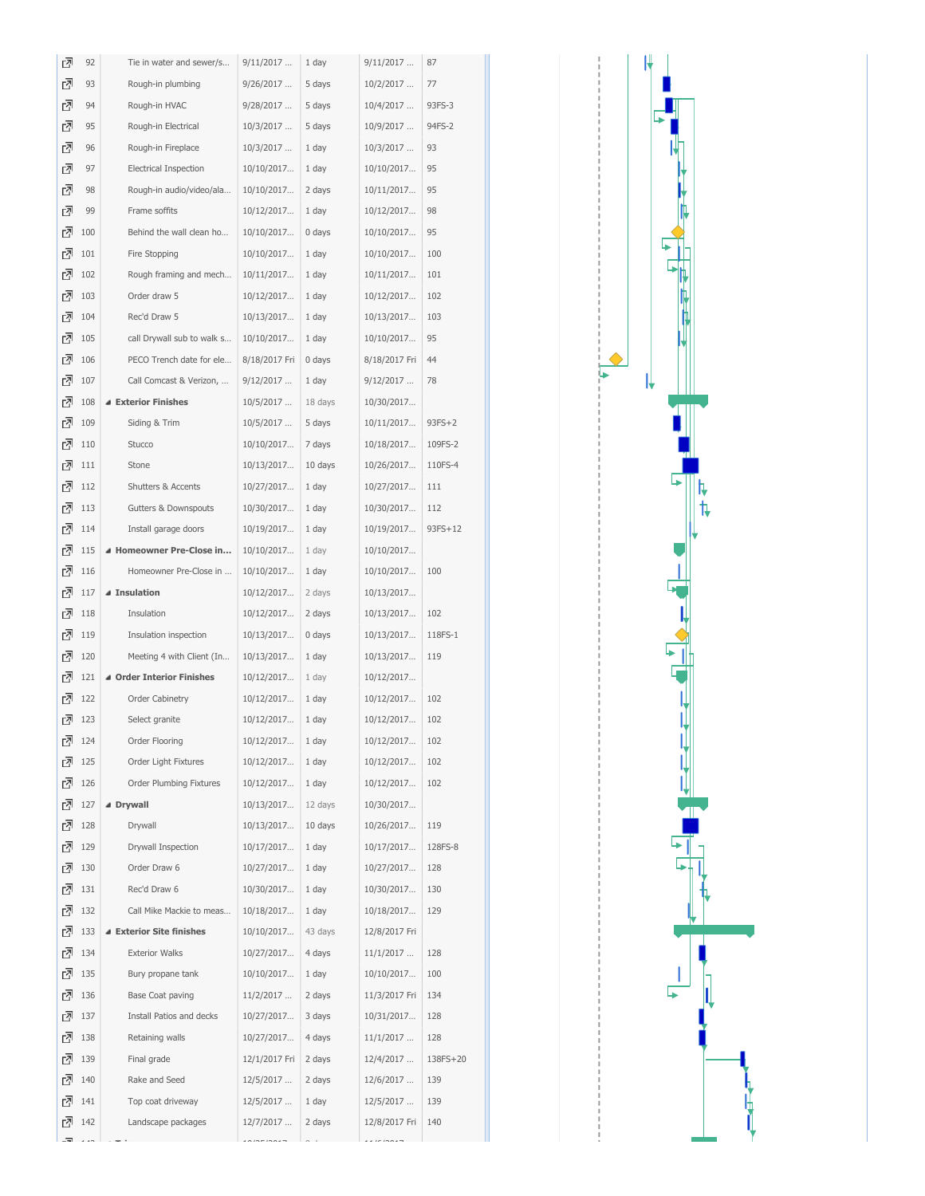| ID | Task Name | Start | Duration | Finish | Predecessors |
|---|---|---|---|---|---|
| 92 | Tie in water and sewer/s... | 9/11/2017 ... | 1 day | 9/11/2017 ... | 87 |
| 93 | Rough-in plumbing | 9/26/2017 ... | 5 days | 10/2/2017 ... | 77 |
| 94 | Rough-in HVAC | 9/28/2017 ... | 5 days | 10/4/2017 ... | 93FS-3 |
| 95 | Rough-in Electrical | 10/3/2017 ... | 5 days | 10/9/2017 ... | 94FS-2 |
| 96 | Rough-in Fireplace | 10/3/2017 ... | 1 day | 10/3/2017 ... | 93 |
| 97 | Electrical Inspection | 10/10/2017... | 1 day | 10/10/2017... | 95 |
| 98 | Rough-in audio/video/ala... | 10/10/2017... | 2 days | 10/11/2017... | 95 |
| 99 | Frame soffits | 10/12/2017... | 1 day | 10/12/2017... | 98 |
| 100 | Behind the wall clean ho... | 10/10/2017... | 0 days | 10/10/2017... | 95 |
| 101 | Fire Stopping | 10/10/2017... | 1 day | 10/10/2017... | 100 |
| 102 | Rough framing and mech... | 10/11/2017... | 1 day | 10/11/2017... | 101 |
| 103 | Order draw 5 | 10/12/2017... | 1 day | 10/12/2017... | 102 |
| 104 | Rec'd Draw 5 | 10/13/2017... | 1 day | 10/13/2017... | 103 |
| 105 | call Drywall sub to walk s... | 10/10/2017... | 1 day | 10/10/2017... | 95 |
| 106 | PECO Trench date for ele... | 8/18/2017 Fri | 0 days | 8/18/2017 Fri | 44 |
| 107 | Call Comcast & Verizon, ... | 9/12/2017 ... | 1 day | 9/12/2017 ... | 78 |
| 108 | **Exterior Finishes** | 10/5/2017 ... | 18 days | 10/30/2017... | |
| 109 | Siding & Trim | 10/5/2017 ... | 5 days | 10/11/2017... | 93FS+2 |
| 110 | Stucco | 10/10/2017... | 7 days | 10/18/2017... | 109FS-2 |
| 111 | Stone | 10/13/2017... | 10 days | 10/26/2017... | 110FS-4 |
| 112 | Shutters & Accents | 10/27/2017... | 1 day | 10/27/2017... | 111 |
| 113 | Gutters & Downspouts | 10/30/2017... | 1 day | 10/30/2017... | 112 |
| 114 | Install garage doors | 10/19/2017... | 1 day | 10/19/2017... | 93FS+12 |
| 115 | **Homeowner Pre-Close in...** | 10/10/2017... | 1 day | 10/10/2017... | |
| 116 | Homeowner Pre-Close in ... | 10/10/2017... | 1 day | 10/10/2017... | 100 |
| 117 | **Insulation** | 10/12/2017... | 2 days | 10/13/2017... | |
| 118 | Insulation | 10/12/2017... | 2 days | 10/13/2017... | 102 |
| 119 | Insulation inspection | 10/13/2017... | 0 days | 10/13/2017... | 118FS-1 |
| 120 | Meeting 4 with Client (In... | 10/13/2017... | 1 day | 10/13/2017... | 119 |
| 121 | **Order Interior Finishes** | 10/12/2017... | 1 day | 10/12/2017... | |
| 122 | Order Cabinetry | 10/12/2017... | 1 day | 10/12/2017... | 102 |
| 123 | Select granite | 10/12/2017... | 1 day | 10/12/2017... | 102 |
| 124 | Order Flooring | 10/12/2017... | 1 day | 10/12/2017... | 102 |
| 125 | Order Light Fixtures | 10/12/2017... | 1 day | 10/12/2017... | 102 |
| 126 | Order Plumbing Fixtures | 10/12/2017... | 1 day | 10/12/2017... | 102 |
| 127 | **Drywall** | 10/13/2017... | 12 days | 10/30/2017... | |
| 128 | Drywall | 10/13/2017... | 10 days | 10/26/2017... | 119 |
| 129 | Drywall Inspection | 10/17/2017... | 1 day | 10/17/2017... | 128FS-8 |
| 130 | Order Draw 6 | 10/27/2017... | 1 day | 10/27/2017... | 128 |
| 131 | Rec'd Draw 6 | 10/30/2017... | 1 day | 10/30/2017... | 130 |
| 132 | Call Mike Mackie to meas... | 10/18/2017... | 1 day | 10/18/2017... | 129 |
| 133 | **Exterior Site finishes** | 10/10/2017... | 43 days | 12/8/2017 Fri | |
| 134 | Exterior Walks | 10/27/2017... | 4 days | 11/1/2017 ... | 128 |
| 135 | Bury propane tank | 10/10/2017... | 1 day | 10/10/2017... | 100 |
| 136 | Base Coat paving | 11/2/2017 ... | 2 days | 11/3/2017 Fri | 134 |
| 137 | Install Patios and decks | 10/27/2017... | 3 days | 10/31/2017... | 128 |
| 138 | Retaining walls | 10/27/2017... | 4 days | 11/1/2017 ... | 128 |
| 139 | Final grade | 12/1/2017 Fri | 2 days | 12/4/2017 ... | 138FS+20 |
| 140 | Rake and Seed | 12/5/2017 ... | 2 days | 12/6/2017 ... | 139 |
| 141 | Top coat driveway | 12/5/2017 ... | 1 day | 12/5/2017 ... | 139 |
| 142 | Landscape packages | 12/7/2017 ... | 2 days | 12/8/2017 Fri | 140 |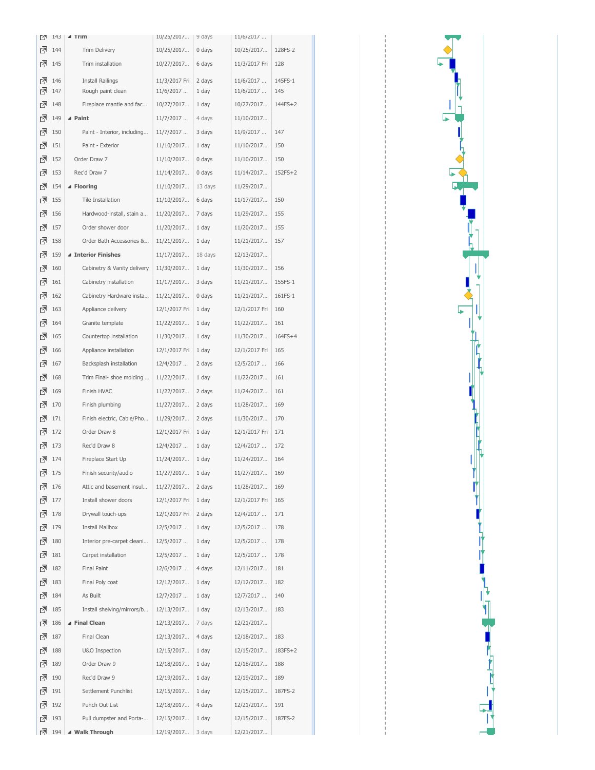| ID | Task Name | Start | Duration | Finish | Predecessors |
|---|---|---|---|---|---|
| 143 | **Trim** | 10/25/2017... | 9 days | 11/6/2017 ... | |
| 144 | Trim Delivery | 10/25/2017... | 0 days | 10/25/2017... | 128FS-2 |
| 145 | Trim installation | 10/27/2017... | 6 days | 11/3/2017 Fri | 128 |
| 146 | Install Railings | 11/3/2017 Fri | 2 days | 11/6/2017 ... | 145FS-1 |
| 147 | Rough paint clean | 11/6/2017 ... | 1 day | 11/6/2017 ... | 145 |
| 148 | Fireplace mantle and fac... | 10/27/2017... | 1 day | 10/27/2017... | 144FS+2 |
| 149 | **Paint** | 11/7/2017 ... | 4 days | 11/10/2017... | |
| 150 | Paint - Interior, including... | 11/7/2017 ... | 3 days | 11/9/2017 ... | 147 |
| 151 | Paint - Exterior | 11/10/2017... | 1 day | 11/10/2017... | 150 |
| 152 | Order Draw 7 | 11/10/2017... | 0 days | 11/10/2017... | 150 |
| 153 | Rec'd Draw 7 | 11/14/2017... | 0 days | 11/14/2017... | 152FS+2 |
| 154 | **Flooring** | 11/10/2017... | 13 days | 11/29/2017... | |
| 155 | Tile Installation | 11/10/2017... | 6 days | 11/17/2017... | 150 |
| 156 | Hardwood-install, stain a... | 11/20/2017... | 7 days | 11/29/2017... | 155 |
| 157 | Order shower door | 11/20/2017... | 1 day | 11/20/2017... | 155 |
| 158 | Order Bath Accessories &... | 11/21/2017... | 1 day | 11/21/2017... | 157 |
| 159 | **Interior Finishes** | 11/17/2017... | 18 days | 12/13/2017... | |
| 160 | Cabinetry & Vanity delivery | 11/30/2017... | 1 day | 11/30/2017... | 156 |
| 161 | Cabinetry installation | 11/17/2017... | 3 days | 11/21/2017... | 155FS-1 |
| 162 | Cabinetry Hardware insta... | 11/21/2017... | 0 days | 11/21/2017... | 161FS-1 |
| 163 | Appliance deilvery | 12/1/2017 Fri | 1 day | 12/1/2017 Fri | 160 |
| 164 | Granite template | 11/22/2017... | 1 day | 11/22/2017... | 161 |
| 165 | Countertop installation | 11/30/2017... | 1 day | 11/30/2017... | 164FS+4 |
| 166 | Appliance installation | 12/1/2017 Fri | 1 day | 12/1/2017 Fri | 165 |
| 167 | Backsplash installation | 12/4/2017 ... | 2 days | 12/5/2017 ... | 166 |
| 168 | Trim Final- shoe molding ... | 11/22/2017... | 1 day | 11/22/2017... | 161 |
| 169 | Finish HVAC | 11/22/2017... | 2 days | 11/24/2017... | 161 |
| 170 | Finish plumbing | 11/27/2017... | 2 days | 11/28/2017... | 169 |
| 171 | Finish electric, Cable/Pho... | 11/29/2017... | 2 days | 11/30/2017... | 170 |
| 172 | Order Draw 8 | 12/1/2017 Fri | 1 day | 12/1/2017 Fri | 171 |
| 173 | Rec'd Draw 8 | 12/4/2017 ... | 1 day | 12/4/2017 ... | 172 |
| 174 | Fireplace Start Up | 11/24/2017... | 1 day | 11/24/2017... | 164 |
| 175 | Finish security/audio | 11/27/2017... | 1 day | 11/27/2017... | 169 |
| 176 | Attic and basement insul... | 11/27/2017... | 2 days | 11/28/2017... | 169 |
| 177 | Install shower doors | 12/1/2017 Fri | 1 day | 12/1/2017 Fri | 165 |
| 178 | Drywall touch-ups | 12/1/2017 Fri | 2 days | 12/4/2017 ... | 171 |
| 179 | Install Mailbox | 12/5/2017 ... | 1 day | 12/5/2017 ... | 178 |
| 180 | Interior pre-carpet cleani... | 12/5/2017 ... | 1 day | 12/5/2017 ... | 178 |
| 181 | Carpet installation | 12/5/2017 ... | 1 day | 12/5/2017 ... | 178 |
| 182 | Final Paint | 12/6/2017 ... | 4 days | 12/11/2017... | 181 |
| 183 | Final Poly coat | 12/12/2017... | 1 day | 12/12/2017... | 182 |
| 184 | As Built | 12/7/2017 ... | 1 day | 12/7/2017 ... | 140 |
| 185 | Install shelving/mirrors/b... | 12/13/2017... | 1 day | 12/13/2017... | 183 |
| 186 | **Final Clean** | 12/13/2017... | 7 days | 12/21/2017... | |
| 187 | Final Clean | 12/13/2017... | 4 days | 12/18/2017... | 183 |
| 188 | U&O Inspection | 12/15/2017... | 1 day | 12/15/2017... | 183FS+2 |
| 189 | Order Draw 9 | 12/18/2017... | 1 day | 12/18/2017... | 188 |
| 190 | Rec'd Draw 9 | 12/19/2017... | 1 day | 12/19/2017... | 189 |
| 191 | Settlement Punchlist | 12/15/2017... | 1 day | 12/15/2017... | 187FS-2 |
| 192 | Punch Out List | 12/18/2017... | 4 days | 12/21/2017... | 191 |
| 193 | Pull dumpster and Porta-... | 12/15/2017... | 1 day | 12/15/2017... | 187FS-2 |
| 194 | **Walk Through** | 12/19/2017... | 3 days | 12/21/2017... | |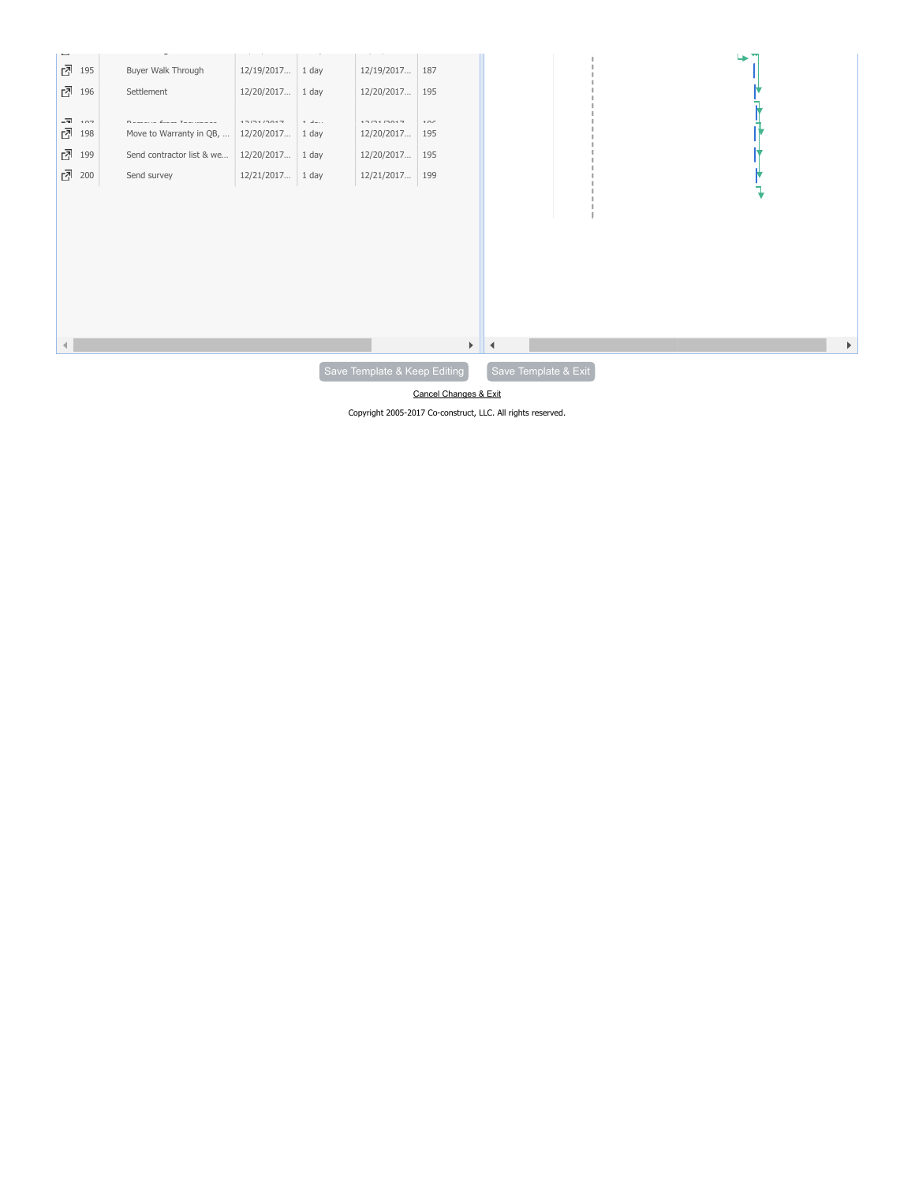| | | | | | |
|---|---|---|---|---|---|
| 195 | Buyer Walk Through | 12/19/2017... | 1 day | 12/19/2017... | 187 |
| 196 | Settlement | 12/20/2017... | 1 day | 12/20/2017... | 195 |
| 198 | Move to Warranty in QB, ... | 12/20/2017... | 1 day | 12/20/2017... | 195 |
| 199 | Send contractor list & we... | 12/20/2017... | 1 day | 12/20/2017... | 195 |
| 200 | Send survey | 12/21/2017... | 1 day | 12/21/2017... | 199 |

Save Template & Keep Editing

Save Template & Exit

Cancel Changes & Exit

Copyright 2005-2017 Co-construct, LLC. All rights reserved.